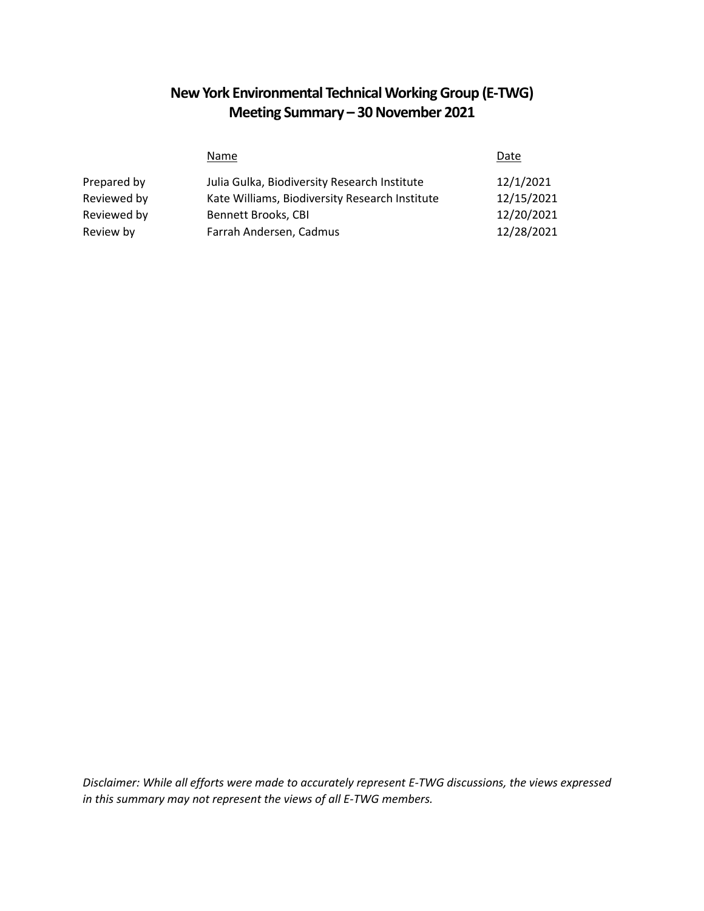# New York Environmental Technical Working Group (E-TWG)
# Meeting Summary – 30 November 2021

| | Name | Date |
|---|---|---|
| Prepared by | Julia Gulka, Biodiversity Research Institute | 12/1/2021 |
| Reviewed by | Kate Williams, Biodiversity Research Institute | 12/15/2021 |
| Reviewed by | Bennett Brooks, CBI | 12/20/2021 |
| Review by | Farrah Andersen, Cadmus | 12/28/2021 |

*Disclaimer: While all efforts were made to accurately represent E-TWG discussions, the views expressed in this summary may not represent the views of all E-TWG members.*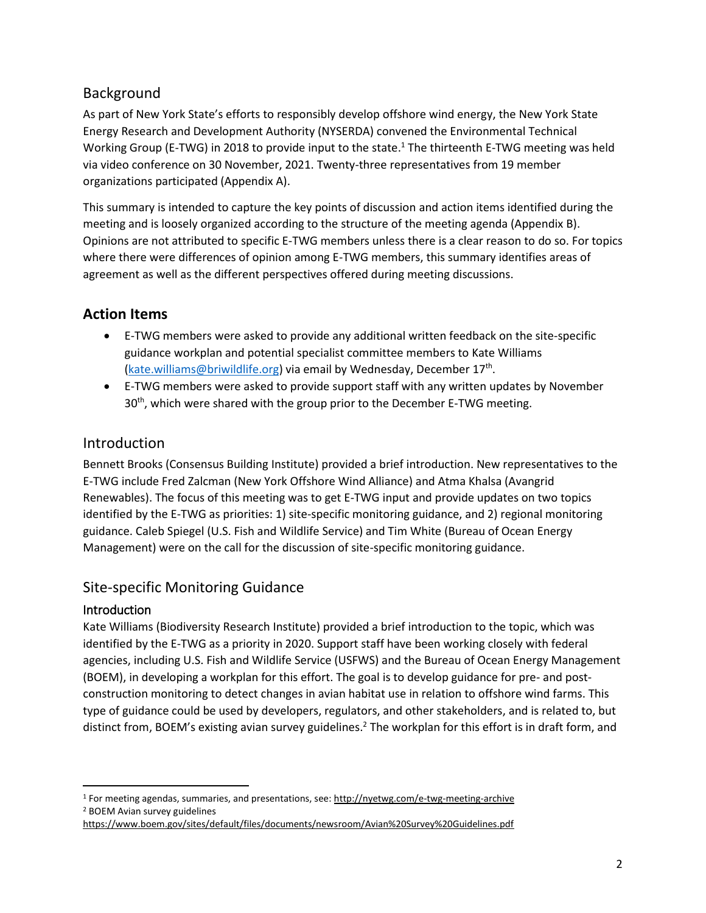## Background

As part of New York State's efforts to responsibly develop offshore wind energy, the New York State Energy Research and Development Authority (NYSERDA) convened the Environmental Technical Working Group (E-TWG) in 2018 to provide input to the state.[1] The thirteenth E-TWG meeting was held via video conference on 30 November, 2021. Twenty-three representatives from 19 member organizations participated (Appendix A).

This summary is intended to capture the key points of discussion and action items identified during the meeting and is loosely organized according to the structure of the meeting agenda (Appendix B). Opinions are not attributed to specific E-TWG members unless there is a clear reason to do so. For topics where there were differences of opinion among E-TWG members, this summary identifies areas of agreement as well as the different perspectives offered during meeting discussions.

## Action Items

- E-TWG members were asked to provide any additional written feedback on the site-specific guidance workplan and potential specialist committee members to Kate Williams (kate.williams@briwildlife.org) via email by Wednesday, December 17th.
- E-TWG members were asked to provide support staff with any written updates by November 30th, which were shared with the group prior to the December E-TWG meeting.

## Introduction

Bennett Brooks (Consensus Building Institute) provided a brief introduction. New representatives to the E-TWG include Fred Zalcman (New York Offshore Wind Alliance) and Atma Khalsa (Avangrid Renewables). The focus of this meeting was to get E-TWG input and provide updates on two topics identified by the E-TWG as priorities: 1) site-specific monitoring guidance, and 2) regional monitoring guidance. Caleb Spiegel (U.S. Fish and Wildlife Service) and Tim White (Bureau of Ocean Energy Management) were on the call for the discussion of site-specific monitoring guidance.

## Site-specific Monitoring Guidance

### Introduction

Kate Williams (Biodiversity Research Institute) provided a brief introduction to the topic, which was identified by the E-TWG as a priority in 2020. Support staff have been working closely with federal agencies, including U.S. Fish and Wildlife Service (USFWS) and the Bureau of Ocean Energy Management (BOEM), in developing a workplan for this effort. The goal is to develop guidance for pre- and post-construction monitoring to detect changes in avian habitat use in relation to offshore wind farms. This type of guidance could be used by developers, regulators, and other stakeholders, and is related to, but distinct from, BOEM's existing avian survey guidelines.[2] The workplan for this effort is in draft form, and

---

[1] For meeting agendas, summaries, and presentations, see: http://nyetwg.com/e-twg-meeting-archive

[2] BOEM Avian survey guidelines https://www.boem.gov/sites/default/files/documents/newsroom/Avian%20Survey%20Guidelines.pdf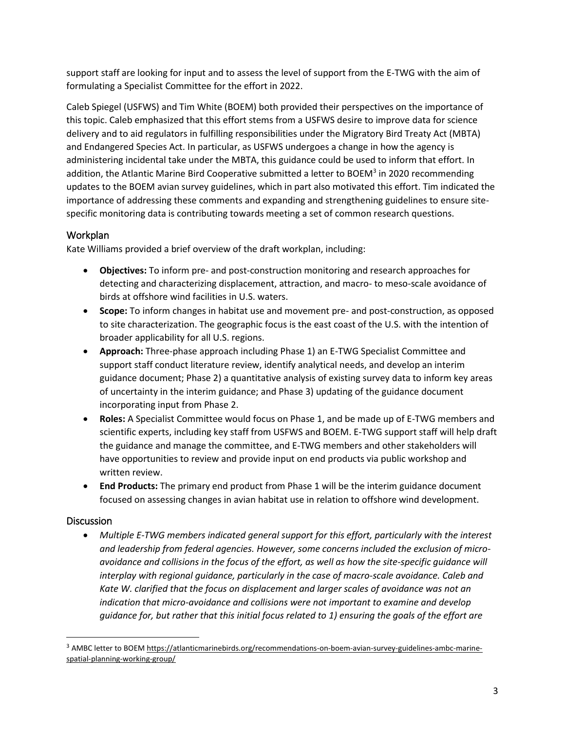support staff are looking for input and to assess the level of support from the E-TWG with the aim of formulating a Specialist Committee for the effort in 2022.

Caleb Spiegel (USFWS) and Tim White (BOEM) both provided their perspectives on the importance of this topic. Caleb emphasized that this effort stems from a USFWS desire to improve data for science delivery and to aid regulators in fulfilling responsibilities under the Migratory Bird Treaty Act (MBTA) and Endangered Species Act. In particular, as USFWS undergoes a change in how the agency is administering incidental take under the MBTA, this guidance could be used to inform that effort. In addition, the Atlantic Marine Bird Cooperative submitted a letter to BOEM[3] in 2020 recommending updates to the BOEM avian survey guidelines, which in part also motivated this effort. Tim indicated the importance of addressing these comments and expanding and strengthening guidelines to ensure site-specific monitoring data is contributing towards meeting a set of common research questions.

## Workplan

Kate Williams provided a brief overview of the draft workplan, including:

- **Objectives:** To inform pre- and post-construction monitoring and research approaches for detecting and characterizing displacement, attraction, and macro- to meso-scale avoidance of birds at offshore wind facilities in U.S. waters.
- **Scope:** To inform changes in habitat use and movement pre- and post-construction, as opposed to site characterization. The geographic focus is the east coast of the U.S. with the intention of broader applicability for all U.S. regions.
- **Approach:** Three-phase approach including Phase 1) an E-TWG Specialist Committee and support staff conduct literature review, identify analytical needs, and develop an interim guidance document; Phase 2) a quantitative analysis of existing survey data to inform key areas of uncertainty in the interim guidance; and Phase 3) updating of the guidance document incorporating input from Phase 2.
- **Roles:** A Specialist Committee would focus on Phase 1, and be made up of E-TWG members and scientific experts, including key staff from USFWS and BOEM. E-TWG support staff will help draft the guidance and manage the committee, and E-TWG members and other stakeholders will have opportunities to review and provide input on end products via public workshop and written review.
- **End Products:** The primary end product from Phase 1 will be the interim guidance document focused on assessing changes in avian habitat use in relation to offshore wind development.

## Discussion

- *Multiple E-TWG members indicated general support for this effort, particularly with the interest and leadership from federal agencies. However, some concerns included the exclusion of micro-avoidance and collisions in the focus of the effort, as well as how the site-specific guidance will interplay with regional guidance, particularly in the case of macro-scale avoidance. Caleb and Kate W. clarified that the focus on displacement and larger scales of avoidance was not an indication that micro-avoidance and collisions were not important to examine and develop guidance for, but rather that this initial focus related to 1) ensuring the goals of the effort are*

---

[3] AMBC letter to BOEM https://atlanticmarinebirds.org/recommendations-on-boem-avian-survey-guidelines-ambc-marine-spatial-planning-working-group/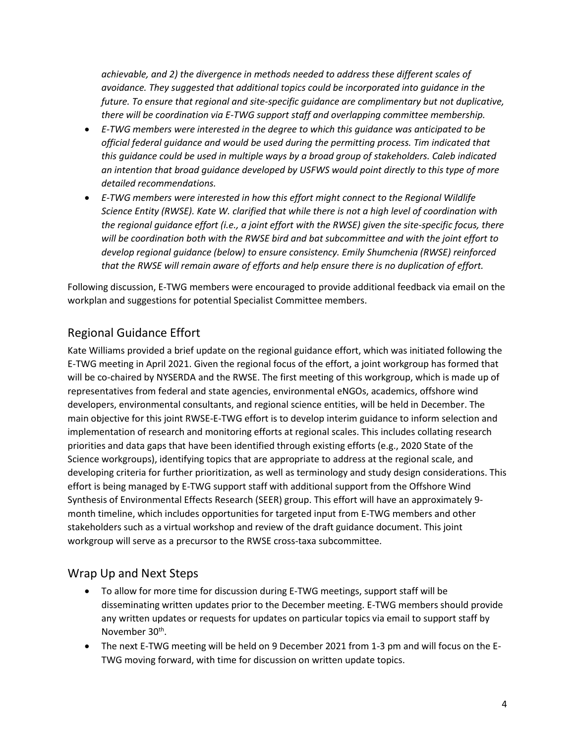*achievable, and 2) the divergence in methods needed to address these different scales of avoidance. They suggested that additional topics could be incorporated into guidance in the future. To ensure that regional and site-specific guidance are complimentary but not duplicative, there will be coordination via E-TWG support staff and overlapping committee membership.*

- *E-TWG members were interested in the degree to which this guidance was anticipated to be official federal guidance and would be used during the permitting process. Tim indicated that this guidance could be used in multiple ways by a broad group of stakeholders. Caleb indicated an intention that broad guidance developed by USFWS would point directly to this type of more detailed recommendations.*
- *E-TWG members were interested in how this effort might connect to the Regional Wildlife Science Entity (RWSE). Kate W. clarified that while there is not a high level of coordination with the regional guidance effort (i.e., a joint effort with the RWSE) given the site-specific focus, there will be coordination both with the RWSE bird and bat subcommittee and with the joint effort to develop regional guidance (below) to ensure consistency. Emily Shumchenia (RWSE) reinforced that the RWSE will remain aware of efforts and help ensure there is no duplication of effort.*

Following discussion, E-TWG members were encouraged to provide additional feedback via email on the workplan and suggestions for potential Specialist Committee members.

## Regional Guidance Effort

Kate Williams provided a brief update on the regional guidance effort, which was initiated following the E-TWG meeting in April 2021. Given the regional focus of the effort, a joint workgroup has formed that will be co-chaired by NYSERDA and the RWSE. The first meeting of this workgroup, which is made up of representatives from federal and state agencies, environmental eNGOs, academics, offshore wind developers, environmental consultants, and regional science entities, will be held in December. The main objective for this joint RWSE-E-TWG effort is to develop interim guidance to inform selection and implementation of research and monitoring efforts at regional scales. This includes collating research priorities and data gaps that have been identified through existing efforts (e.g., 2020 State of the Science workgroups), identifying topics that are appropriate to address at the regional scale, and developing criteria for further prioritization, as well as terminology and study design considerations. This effort is being managed by E-TWG support staff with additional support from the Offshore Wind Synthesis of Environmental Effects Research (SEER) group. This effort will have an approximately 9-month timeline, which includes opportunities for targeted input from E-TWG members and other stakeholders such as a virtual workshop and review of the draft guidance document. This joint workgroup will serve as a precursor to the RWSE cross-taxa subcommittee.

## Wrap Up and Next Steps

- To allow for more time for discussion during E-TWG meetings, support staff will be disseminating written updates prior to the December meeting. E-TWG members should provide any written updates or requests for updates on particular topics via email to support staff by November 30th.
- The next E-TWG meeting will be held on 9 December 2021 from 1-3 pm and will focus on the E-TWG moving forward, with time for discussion on written update topics.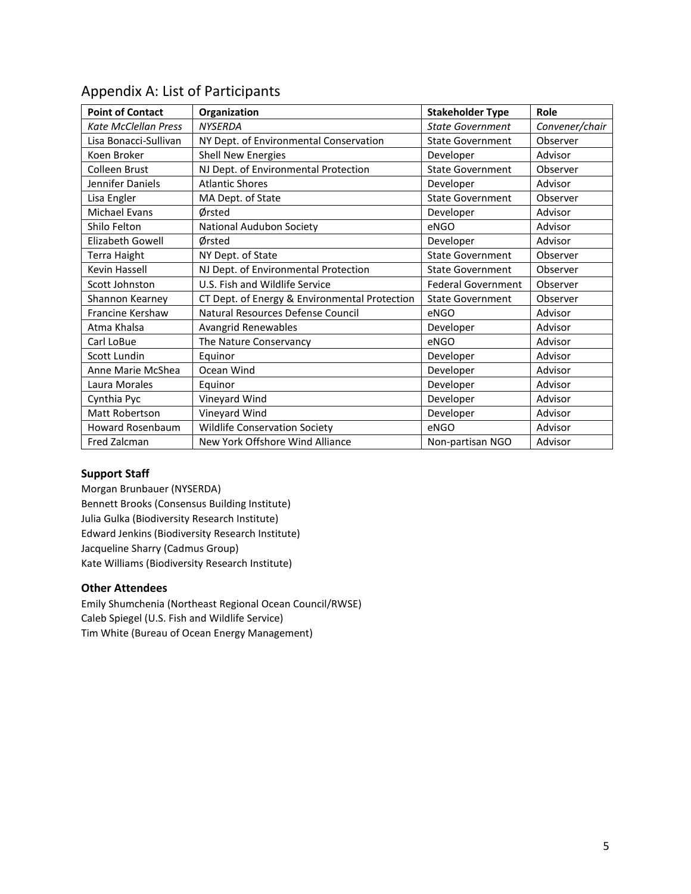## Appendix A: List of Participants

| Point of Contact | Organization | Stakeholder Type | Role |
|---|---|---|---|
| *Kate McClellan Press* | *NYSERDA* | *State Government* | *Convener/chair* |
| Lisa Bonacci-Sullivan | NY Dept. of Environmental Conservation | State Government | Observer |
| Koen Broker | Shell New Energies | Developer | Advisor |
| Colleen Brust | NJ Dept. of Environmental Protection | State Government | Observer |
| Jennifer Daniels | Atlantic Shores | Developer | Advisor |
| Lisa Engler | MA Dept. of State | State Government | Observer |
| Michael Evans | Ørsted | Developer | Advisor |
| Shilo Felton | National Audubon Society | eNGO | Advisor |
| Elizabeth Gowell | Ørsted | Developer | Advisor |
| Terra Haight | NY Dept. of State | State Government | Observer |
| Kevin Hassell | NJ Dept. of Environmental Protection | State Government | Observer |
| Scott Johnston | U.S. Fish and Wildlife Service | Federal Government | Observer |
| Shannon Kearney | CT Dept. of Energy & Environmental Protection | State Government | Observer |
| Francine Kershaw | Natural Resources Defense Council | eNGO | Advisor |
| Atma Khalsa | Avangrid Renewables | Developer | Advisor |
| Carl LoBue | The Nature Conservancy | eNGO | Advisor |
| Scott Lundin | Equinor | Developer | Advisor |
| Anne Marie McShea | Ocean Wind | Developer | Advisor |
| Laura Morales | Equinor | Developer | Advisor |
| Cynthia Pyc | Vineyard Wind | Developer | Advisor |
| Matt Robertson | Vineyard Wind | Developer | Advisor |
| Howard Rosenbaum | Wildlife Conservation Society | eNGO | Advisor |
| Fred Zalcman | New York Offshore Wind Alliance | Non-partisan NGO | Advisor |

### Support Staff

Morgan Brunbauer (NYSERDA)
Bennett Brooks (Consensus Building Institute)
Julia Gulka (Biodiversity Research Institute)
Edward Jenkins (Biodiversity Research Institute)
Jacqueline Sharry (Cadmus Group)
Kate Williams (Biodiversity Research Institute)

### Other Attendees

Emily Shumchenia (Northeast Regional Ocean Council/RWSE)
Caleb Spiegel (U.S. Fish and Wildlife Service)
Tim White (Bureau of Ocean Energy Management)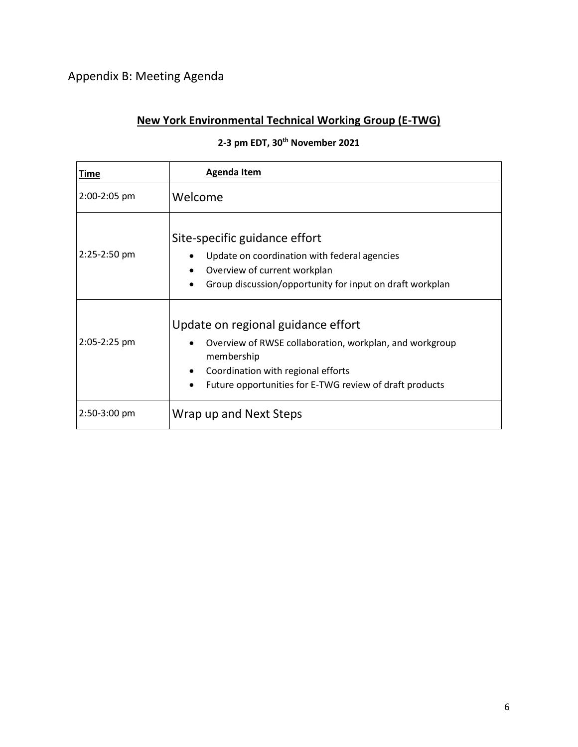# Appendix B: Meeting Agenda

## New York Environmental Technical Working Group (E-TWG)

**2-3 pm EDT, 30th November 2021**

| Time | Agenda Item |
|---|---|
| 2:00-2:05 pm | Welcome |
| 2:25-2:50 pm | Site-specific guidance effort<br>• Update on coordination with federal agencies<br>• Overview of current workplan<br>• Group discussion/opportunity for input on draft workplan |
| 2:05-2:25 pm | Update on regional guidance effort<br>• Overview of RWSE collaboration, workplan, and workgroup membership<br>• Coordination with regional efforts<br>• Future opportunities for E-TWG review of draft products |
| 2:50-3:00 pm | Wrap up and Next Steps |